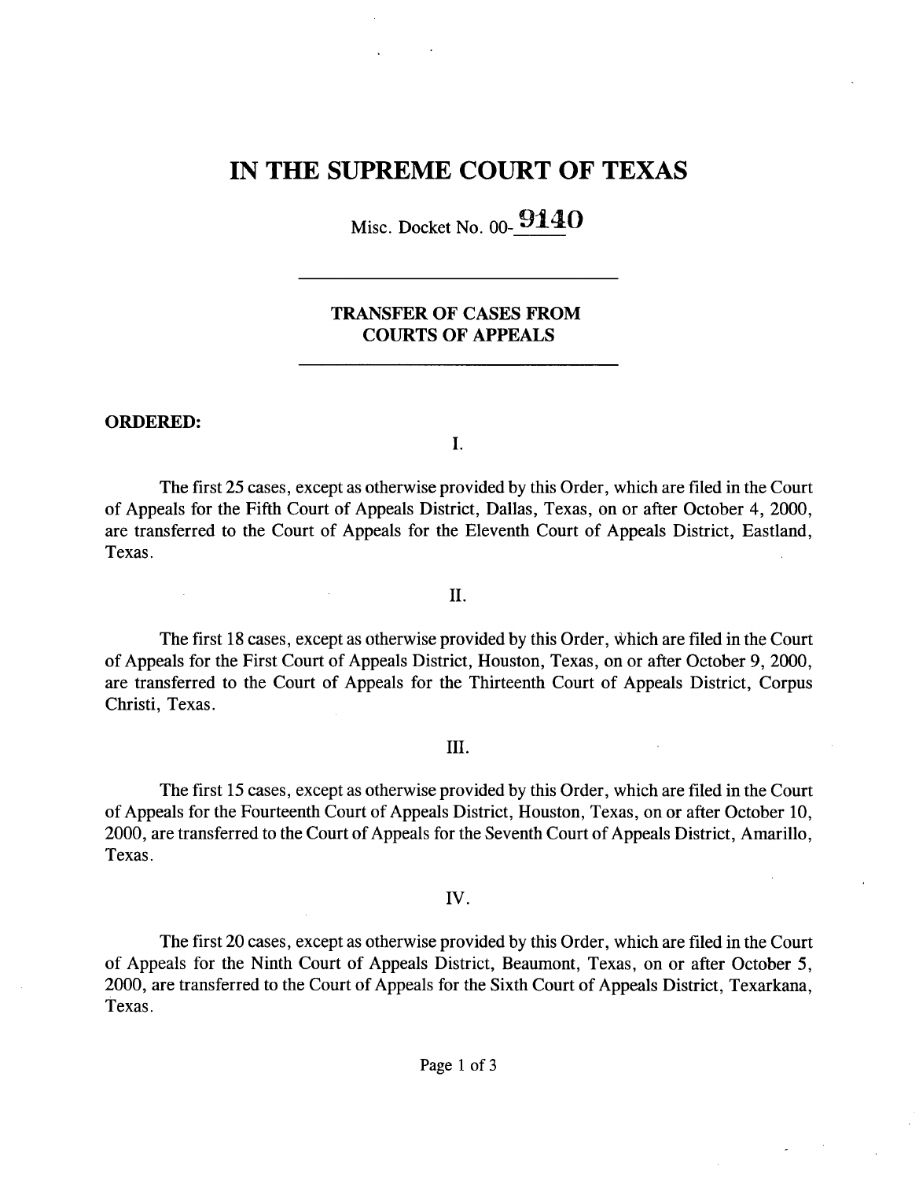# IN THE SUPREME COURT OF TEXAS

Misc. Docket No. 00-9140

**TRANSFER OF CASES FROM COURTS OF APPEALS**

**ORDERED:**

I.

The first 25 cases, except as otherwise provided by this Order, which are filed in the Court of Appeals for the Fifth Court of Appeals District, Dallas, Texas, on or after October 4, 2000, are transferred to the Court of Appeals for the Eleventh Court of Appeals District, Eastland, Texas.

II.

The first 18 cases, except as otherwise provided by this Order, which are filed in the Court of Appeals for the First Court of Appeals District, Houston, Texas, on or after October 9, 2000, are transferred to the Court of Appeals for the Thirteenth Court of Appeals District, Corpus Christi, Texas.

III.

The first 15 cases, except as otherwise provided by this Order, which are filed in the Court of Appeals for the Fourteenth Court of Appeals District, Houston, Texas, on or after October 10, 2000, are transferred to the Court of Appeals for the Seventh Court of Appeals District, Amarillo, Texas.

IV.

The first 20 cases, except as otherwise provided by this Order, which are filed in the Court of Appeals for the Ninth Court of Appeals District, Beaumont, Texas, on or after October 5, 2000, are transferred to the Court of Appeals for the Sixth Court of Appeals District, Texarkana, Texas.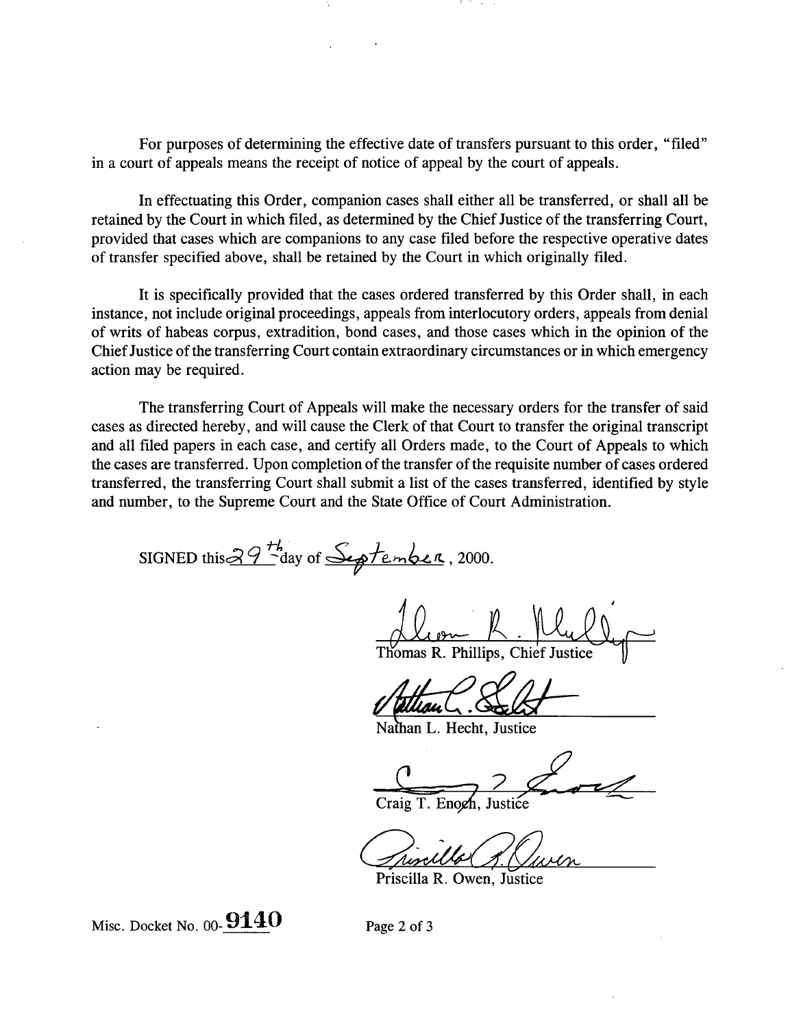For purposes of determining the effective date of transfers pursuant to this order, "filed" in a court of appeals means the receipt of notice of appeal by the court of appeals.

In effectuating this Order, companion cases shall either all be transferred, or shall all be retained by the Court in which filed, as determined by the Chief Justice of the transferring Court, provided that cases which are companions to any case filed before the respective operative dates of transfer specified above, shall be retained by the Court in which originally filed.

It is specifically provided that the cases ordered transferred by this Order shall, in each instance, not include original proceedings, appeals from interlocutory orders, appeals from denial of writs of habeas corpus, extradition, bond cases, and those cases which in the opinion of the Chief Justice of the transferring Court contain extraordinary circumstances or in which emergency action may be required.

The transferring Court of Appeals will make the necessary orders for the transfer of said cases as directed hereby, and will cause the Clerk of that Court to transfer the original transcript and all filed papers in each case, and certify all Orders made, to the Court of Appeals to which the cases are transferred. Upon completion of the transfer of the requisite number of cases ordered transferred, the transferring Court shall submit a list of the cases transferred, identified by style and number, to the Supreme Court and the State Office of Court Administration.

SIGNED this 29th day of September, 2000.

Thomas R. Phillips, Chief Justice

Nathan L. Hecht, Justice

Craig T. Enoch, Justice

Priscilla R. Owen, Justice

Misc. Docket No. 00-9140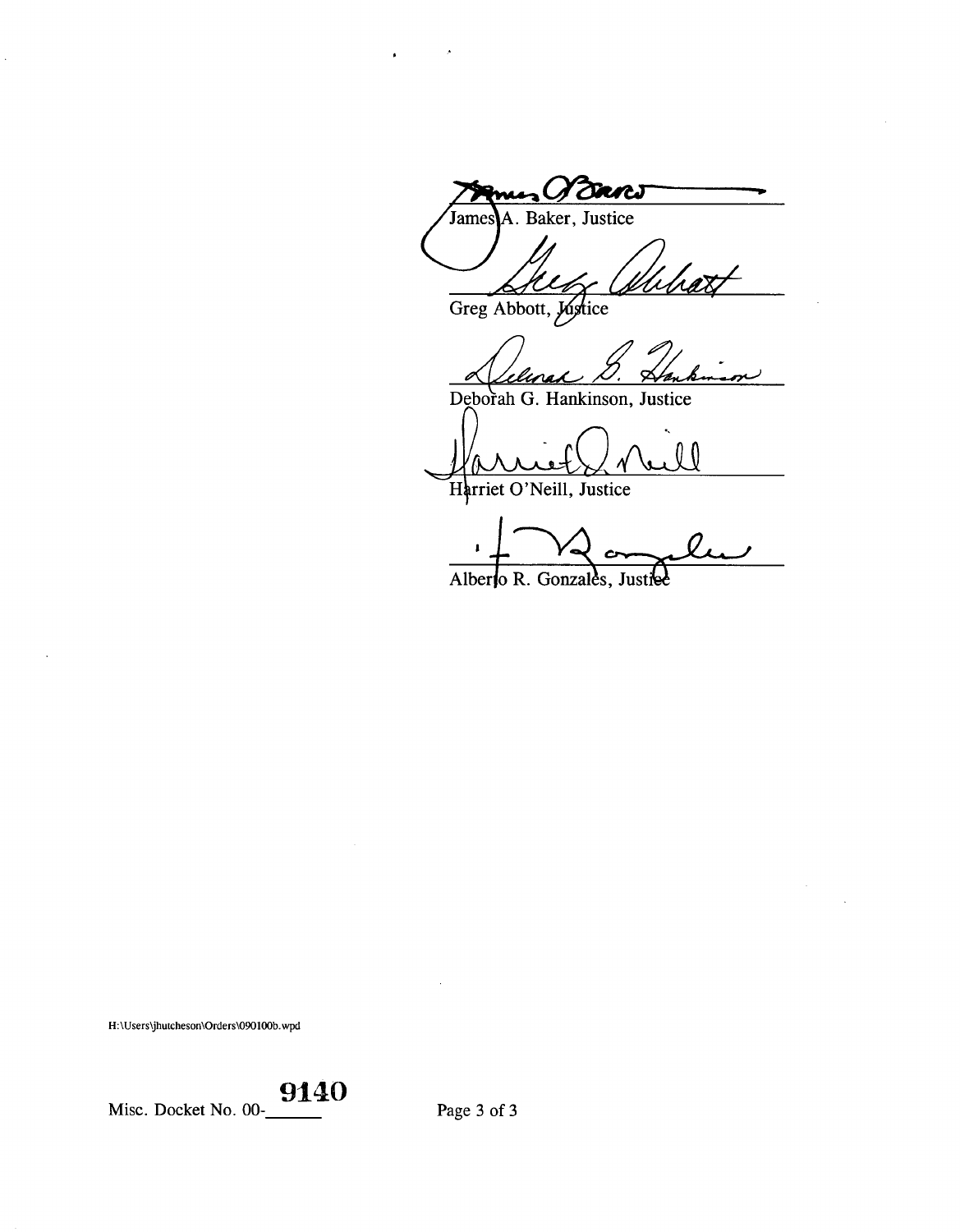James A. Baker, Justice

Greg Abbott, Justice

Deborah G. Hankinson, Justice

Harriet O'Neill, Justice

Alberto R. Gonzales, Justice

H:\Users\jhutcheson\Orders\090100b.wpd

Misc. Docket No. 00-9140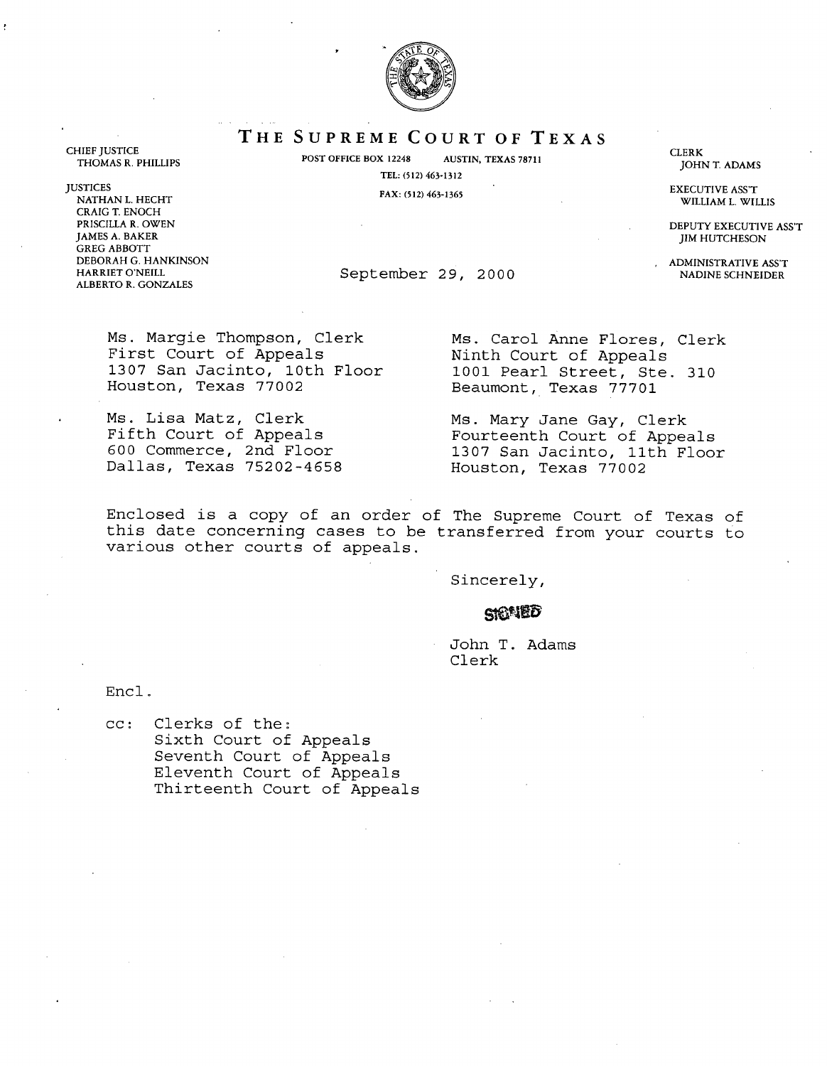# THE SUPREME COURT OF TEXAS

POST OFFICE BOX 12248 AUSTIN, TEXAS 78711

TEL: (512) 463-1312

FAX: (512) 463-1365

CHIEF JUSTICE
THOMAS R. PHILLIPS

JUSTICES
NATHAN L. HECHT
CRAIG T. ENOCH
PRISCILLA R. OWEN
JAMES A. BAKER
GREG ABBOTT
DEBORAH G. HANKINSON
HARRIET O'NEILL
ALBERTO R. GONZALES

CLERK
JOHN T. ADAMS

EXECUTIVE ASS'T
WILLIAM L. WILLIS

DEPUTY EXECUTIVE ASS'T
JIM HUTCHESON

ADMINISTRATIVE ASS'T
NADINE SCHNEIDER

September 29, 2000

Ms. Margie Thompson, Clerk
First Court of Appeals
1307 San Jacinto, 10th Floor
Houston, Texas 77002

Ms. Lisa Matz, Clerk
Fifth Court of Appeals
600 Commerce, 2nd Floor
Dallas, Texas 75202-4658

Ms. Carol Anne Flores, Clerk
Ninth Court of Appeals
1001 Pearl Street, Ste. 310
Beaumont, Texas 77701

Ms. Mary Jane Gay, Clerk
Fourteenth Court of Appeals
1307 San Jacinto, 11th Floor
Houston, Texas 77002

Enclosed is a copy of an order of The Supreme Court of Texas of this date concerning cases to be transferred from your courts to various other courts of appeals.

Sincerely,

SIGNED

John T. Adams
Clerk

Encl.

cc: Clerks of the:
Sixth Court of Appeals
Seventh Court of Appeals
Eleventh Court of Appeals
Thirteenth Court of Appeals